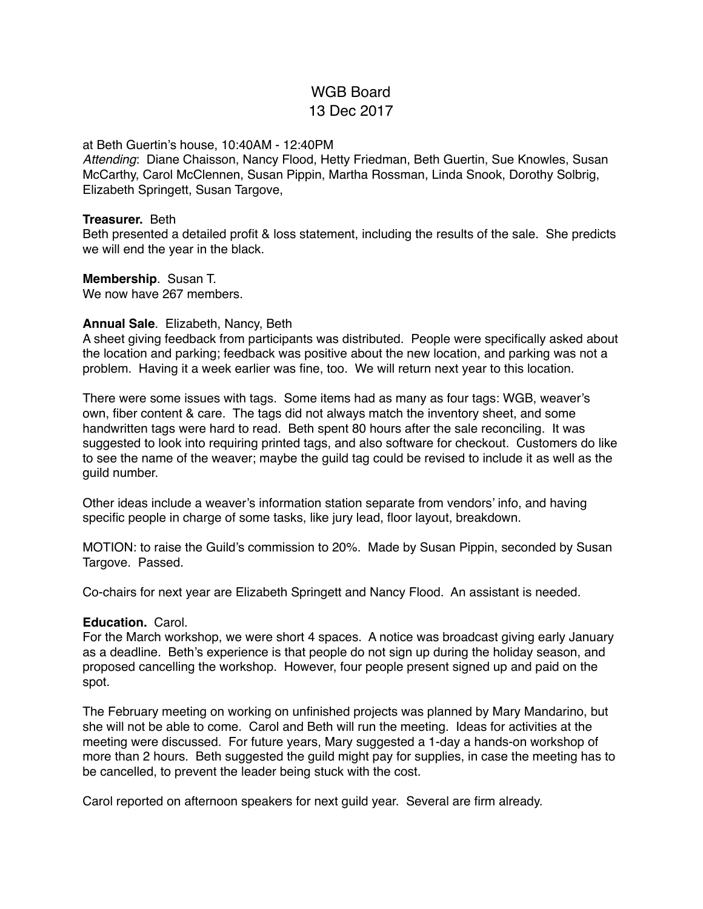# WGB Board
## 13 Dec 2017

at Beth Guertin's house, 10:40AM - 12:40PM
*Attending*: Diane Chaisson, Nancy Flood, Hetty Friedman, Beth Guertin, Sue Knowles, Susan McCarthy, Carol McClennen, Susan Pippin, Martha Rossman, Linda Snook, Dorothy Solbrig, Elizabeth Springett, Susan Targove,

**Treasurer.** Beth
Beth presented a detailed profit & loss statement, including the results of the sale. She predicts we will end the year in the black.

**Membership**. Susan T.
We now have 267 members.

**Annual Sale**. Elizabeth, Nancy, Beth
A sheet giving feedback from participants was distributed. People were specifically asked about the location and parking; feedback was positive about the new location, and parking was not a problem. Having it a week earlier was fine, too. We will return next year to this location.

There were some issues with tags. Some items had as many as four tags: WGB, weaver's own, fiber content & care. The tags did not always match the inventory sheet, and some handwritten tags were hard to read. Beth spent 80 hours after the sale reconciling. It was suggested to look into requiring printed tags, and also software for checkout. Customers do like to see the name of the weaver; maybe the guild tag could be revised to include it as well as the guild number.

Other ideas include a weaver's information station separate from vendors' info, and having specific people in charge of some tasks, like jury lead, floor layout, breakdown.

MOTION: to raise the Guild's commission to 20%. Made by Susan Pippin, seconded by Susan Targove. Passed.

Co-chairs for next year are Elizabeth Springett and Nancy Flood. An assistant is needed.

**Education.** Carol.
For the March workshop, we were short 4 spaces. A notice was broadcast giving early January as a deadline. Beth's experience is that people do not sign up during the holiday season, and proposed cancelling the workshop. However, four people present signed up and paid on the spot.

The February meeting on working on unfinished projects was planned by Mary Mandarino, but she will not be able to come. Carol and Beth will run the meeting. Ideas for activities at the meeting were discussed. For future years, Mary suggested a 1-day a hands-on workshop of more than 2 hours. Beth suggested the guild might pay for supplies, in case the meeting has to be cancelled, to prevent the leader being stuck with the cost.

Carol reported on afternoon speakers for next guild year. Several are firm already.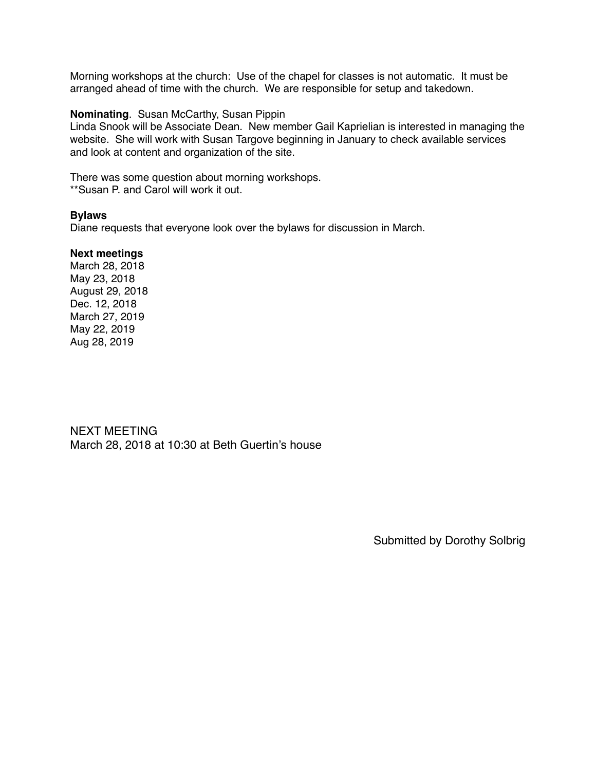Morning workshops at the church: Use of the chapel for classes is not automatic. It must be arranged ahead of time with the church. We are responsible for setup and takedown.

**Nominating**. Susan McCarthy, Susan Pippin
Linda Snook will be Associate Dean. New member Gail Kaprielian is interested in managing the website. She will work with Susan Targove beginning in January to check available services and look at content and organization of the site.

There was some question about morning workshops.
**Susan P. and Carol will work it out.

**Bylaws**
Diane requests that everyone look over the bylaws for discussion in March.

**Next meetings**
March 28, 2018
May 23, 2018
August 29, 2018
Dec. 12, 2018
March 27, 2019
May 22, 2019
Aug 28, 2019

NEXT MEETING
March 28, 2018 at 10:30 at Beth Guertin's house

Submitted by Dorothy Solbrig